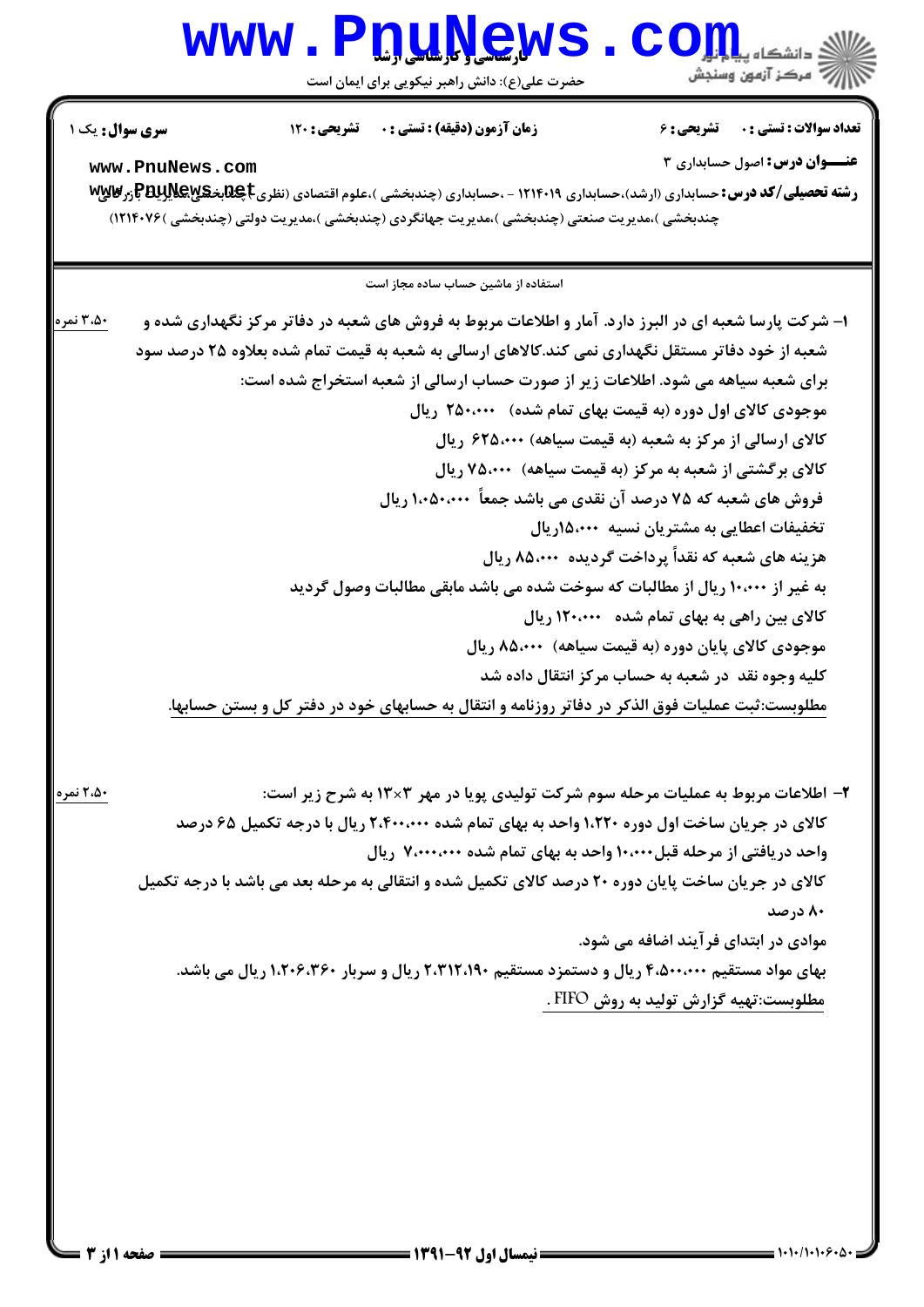**سری سوال:** یک ۱ | **زمان آزمون (دقیقه) : تستی :** ۰ **تشریحی :** ۱۲۰ | **تعداد سوالات : تستی :** ۰ **تشریحی :** ۶

**عنـــوان درس:** اصول حسابداری ۳

**رشته تحصیلی/کد درس:** حسابداری (ارشد)،حسابداری ۱۲۱۴۰۱۹ - ،حسابداری (چندبخشی )،علوم اقتصادی (نظری )(چندبخشی )،مدیریت بازرگانی (چندبخشی )،مدیریت صنعتی (چندبخشی )،مدیریت جهانگردی (چندبخشی )،مدیریت دولتی (چندبخشی )۱۲۱۴۰۷۶)

استفاده از ماشین حساب ساده مجاز است

۱- شرکت پارسا شعبه ای در البرز دارد. آمار و اطلاعات مربوط به فروش های شعبه در دفاتر مرکز نگهداری شده و شعبه از خود دفاتر مستقل نگهداری نمی کند.کالاهای ارسالی به شعبه به قیمت تمام شده بعلاوه ۲۵ درصد سود برای شعبه سیاهه می شود. اطلاعات زیر از صورت حساب ارسالی از شعبه استخراج شده است: (۳،۵۰ نمره)

موجودی کالای اول دوره (به قیمت بهای تمام شده) ۲۵۰،۰۰۰ ریال

کالای ارسالی از مرکز به شعبه (به قیمت سیاهه) ۶۲۵،۰۰۰ ریال

کالای برگشتی از شعبه به مرکز (به قیمت سیاهه) ۷۵،۰۰۰ ریال

فروش های شعبه که ۷۵ درصد آن نقدی می باشد جمعاً ۱،۰۵۰،۰۰۰ ریال

تخفیفات اعطایی به مشتریان نسیه ۱۵،۰۰۰ریال

هزینه های شعبه که نقداً پرداخت گردیده ۸۵،۰۰۰ ریال

به غیر از ۱۰،۰۰۰ ریال از مطالبات که سوخت شده می باشد مابقی مطالبات وصول گردید

کالای بین راهی به بهای تمام شده ۱۲۰،۰۰۰ ریال

موجودی کالای پایان دوره (به قیمت سیاهه) ۸۵،۰۰۰ ریال

کلیه وجوه نقد در شعبه به حساب مرکز انتقال داده شد

مطلوبست:ثبت عملیات فوق الذکر در دفاتر روزنامه و انتقال به حسابهای خود در دفتر کل و بستن حسابها.

۲- اطلاعات مربوط به عملیات مرحله سوم شرکت تولیدی پویا در مهر ۱۳×۳ به شرح زیر است: (۲،۵۰ نمره)

کالای در جریان ساخت اول دوره ۱،۲۲۰ واحد به بهای تمام شده ۲،۴۰۰،۰۰۰ ریال با درجه تکمیل ۶۵ درصد

واحد دریافتی از مرحله قبل۱۰،۰۰۰ واحد به بهای تمام شده ۷،۰۰۰،۰۰۰ ریال

کالای در جریان ساخت پایان دوره ۲۰ درصد کالای تکمیل شده و انتقالی به مرحله بعد می باشد با درجه تکمیل ۸۰ درصد

موادی در ابتدای فرآیند اضافه می شود.

بهای مواد مستقیم ۴،۵۰۰،۰۰۰ ریال و دستمزد مستقیم ۲،۳۱۲،۱۹۰ ریال و سربار ۱،۲۰۶،۳۶۰ ریال می باشد.

مطلوبست:تهیه گزارش تولید به روش FIFO .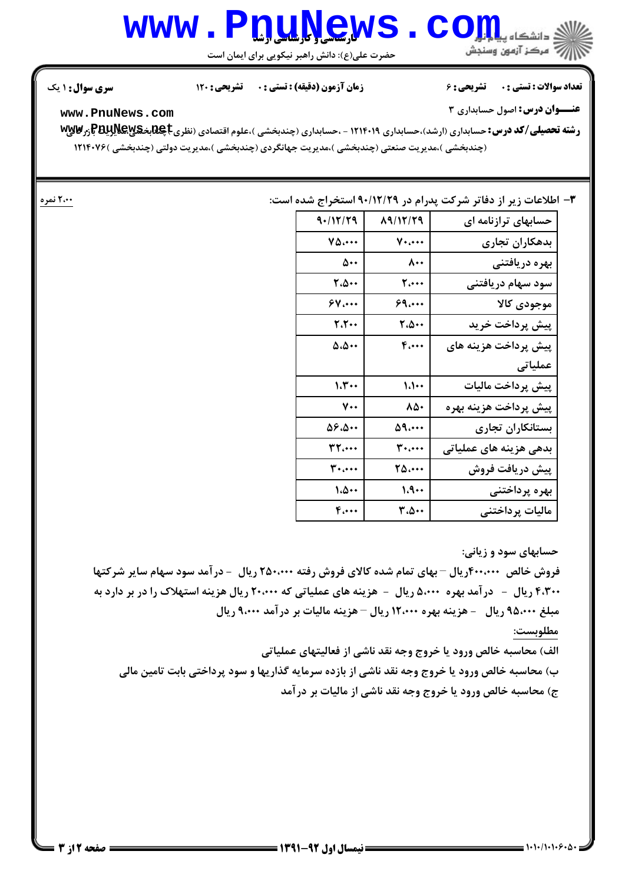**سری سوال:** ۱ یک | **زمان آزمون (دقیقه) : تستی :** ۰ **تشریحی :** ۱۲۰ | **تعداد سوالات : تستی :** ۰ **تشریحی :** ۶

**عنـــوان درس:** اصول حسابداری ۳

**رشته تحصیلی/کد درس:** حسابداری (ارشد)،حسابداری ۱۲۱۴۰۱۹ - ،حسابداری (چندبخشی )،علوم اقتصادی (نظری )،مدیریت بازرگانی (چندبخشی )،مدیریت صنعتی (چندبخشی )،مدیریت جهانگردی (چندبخشی )،مدیریت دولتی (چندبخشی )۱۲۱۴۰۷۶

۳- اطلاعات زیر از دفاتر شرکت پدرام در ۹۰/۱۲/۲۹ استخراج شده است: **۲،۰۰ نمره**

| حسابهای ترازنامه ای | ۸۹/۱۲/۲۹ | ۹۰/۱۲/۲۹ |
|---|---|---|
| بدهکاران تجاری | ۷۰،۰۰۰ | ۷۵،۰۰۰ |
| بهره دریافتنی | ۸۰۰ | ۵۰۰ |
| سود سهام دریافتنی | ۲،۰۰۰ | ۲،۵۰۰ |
| موجودی کالا | ۶۹،۰۰۰ | ۶۷،۰۰۰ |
| پیش پرداخت خرید | ۲،۵۰۰ | ۲،۲۰۰ |
| پیش پرداخت هزینه های عملیاتی | ۴،۰۰۰ | ۵،۵۰۰ |
| پیش پرداخت مالیات | ۱،۱۰۰ | ۱،۳۰۰ |
| پیش پرداخت هزینه بهره | ۸۵۰ | ۷۰۰ |
| بستانکاران تجاری | ۵۹،۰۰۰ | ۵۶،۵۰۰ |
| بدهی هزینه های عملیاتی | ۳۰،۰۰۰ | ۳۲،۰۰۰ |
| پیش دریافت فروش | ۲۵،۰۰۰ | ۳۰،۰۰۰ |
| بهره پرداختنی | ۱،۹۰۰ | ۱،۵۰۰ |
| مالیات پرداختنی | ۳،۵۰۰ | ۴،۰۰۰ |

حسابهای سود و زیانی:

فروش خالص ۴۰۰،۰۰۰ریال – بهای تمام شده کالای فروش رفته ۲۵۰،۰۰۰ ریال - درآمد سود سهام سایر شرکتها ۴،۳۰۰ ریال - درآمد بهره ۵،۰۰۰ ریال - هزینه های عملیاتی که ۲۰،۰۰۰ ریال هزینه استهلاک را در بر دارد به مبلغ ۹۵،۰۰۰ ریال - هزینه بهره ۱۲،۰۰۰ ریال – هزینه مالیات بر درآمد ۹،۰۰۰ ریال

مطلوبست:

الف) محاسبه خالص ورود یا خروج وجه نقد ناشی از فعالیتهای عملیاتی

ب) محاسبه خالص ورود یا خروج وجه نقد ناشی از بازده سرمایه گذاریها و سود پرداختی بابت تامین مالی

ج) محاسبه خالص ورود یا خروج وجه نقد ناشی از مالیات بر درآمد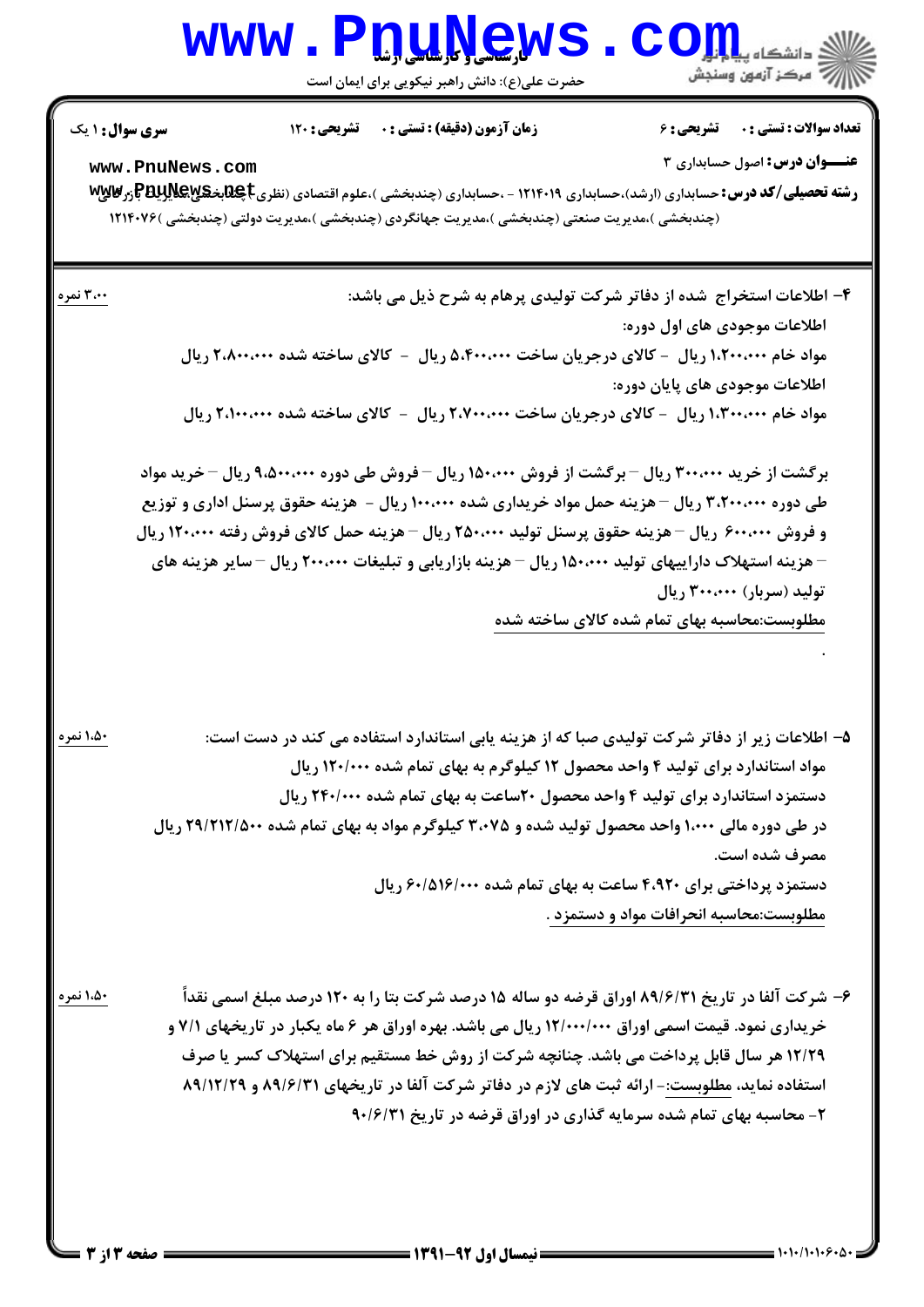**سری سوال:** ۱ یک | **زمان آزمون (دقیقه) : تستی :** ۰ **تشریحی :** ۱۲۰ | **تعداد سوالات : تستی :** ۰ **تشریحی :** ۶

**عنـــوان درس:** اصول حسابداری ۳

**رشته تحصیلی/کد درس:** حسابداری (ارشد)،حسابداری ۱۲۱۴۰۱۹ - ،حسابداری (چندبخشی )،علوم اقتصادی (نظری )،مدیریت بازرگانی (چندبخشی )،مدیریت صنعتی (چندبخشی )،مدیریت جهانگردی (چندبخشی )،مدیریت دولتی (چندبخشی )۱۲۱۴۰۷۶

---

۴- اطلاعات استخراج شده از دفاتر شرکت تولیدی پرهام به شرح ذیل می باشد: (۳،۰۰ نمره)

اطلاعات موجودی های اول دوره:

مواد خام ۱،۲۰۰،۰۰۰ ریال - کالای درجریان ساخت ۵،۴۰۰،۰۰۰ ریال - کالای ساخته شده ۲،۸۰۰،۰۰۰ ریال

اطلاعات موجودی های پایان دوره:

مواد خام ۱،۳۰۰،۰۰۰ ریال - کالای درجریان ساخت ۲،۷۰۰،۰۰۰ ریال - کالای ساخته شده ۲،۱۰۰،۰۰۰ ریال

برگشت از خرید ۳۰۰،۰۰۰ ریال – برگشت از فروش ۱۵۰،۰۰۰ ریال – فروش طی دوره ۹،۵۰۰،۰۰۰ ریال – خرید مواد طی دوره ۳،۲۰۰،۰۰۰ ریال – هزینه حمل مواد خریداری شده ۱۰۰،۰۰۰ ریال - هزینه حقوق پرسنل اداری و توزیع و فروش ۶۰۰،۰۰۰ ریال – هزینه حقوق پرسنل تولید ۲۵۰،۰۰۰ ریال – هزینه حمل کالای فروش رفته ۱۲۰،۰۰۰ ریال – هزینه استهلاک داراییهای تولید ۱۵۰،۰۰۰ ریال – هزینه بازاریابی و تبلیغات ۲۰۰،۰۰۰ ریال – سایر هزینه های تولید (سربار) ۳۰۰،۰۰۰ ریال

مطلوبست:محاسبه بهای تمام شده کالای ساخته شده

.

۵- اطلاعات زیر از دفاتر شرکت تولیدی صبا که از هزینه یابی استاندارد استفاده می کند در دست است: (۱،۵۰ نمره)

مواد استاندارد برای تولید ۴ واحد محصول ۱۲ کیلوگرم به بهای تمام شده ۱۲۰/۰۰۰ ریال

دستمزد استاندارد برای تولید ۴ واحد محصول ۲۰ساعت به بهای تمام شده ۲۴۰/۰۰۰ ریال

در طی دوره مالی ۱،۰۰۰ واحد محصول تولید شده و ۳،۰۷۵ کیلوگرم مواد به بهای تمام شده ۲۹/۲۱۲/۵۰۰ ریال مصرف شده است.

دستمزد پرداختی برای ۴،۹۲۰ ساعت به بهای تمام شده ۶۰/۵۱۶/۰۰۰ ریال

مطلوبست:محاسبه انحرافات مواد و دستمزد .

۶- شرکت آلفا در تاریخ ۸۹/۶/۳۱ اوراق قرضه دو ساله ۱۵ درصد شرکت بتا را به ۱۲۰ درصد مبلغ اسمی نقداً خریداری نمود. قیمت اسمی اوراق ۱۲/۰۰۰/۰۰۰ ریال می باشد. بهره اوراق هر ۶ ماه یکبار در تاریخهای ۷/۱ و ۱۲/۲۹ هر سال قابل پرداخت می باشد. چنانچه شرکت از روش خط مستقیم برای استهلاک کسر یا صرف استفاده نماید، مطلوبست:- ارائه ثبت های لازم در دفاتر شرکت آلفا در تاریخهای ۸۹/۶/۳۱ و ۸۹/۱۲/۲۹ (۱،۵۰ نمره)

۲- محاسبه بهای تمام شده سرمایه گذاری در اوراق قرضه در تاریخ ۹۰/۶/۳۱